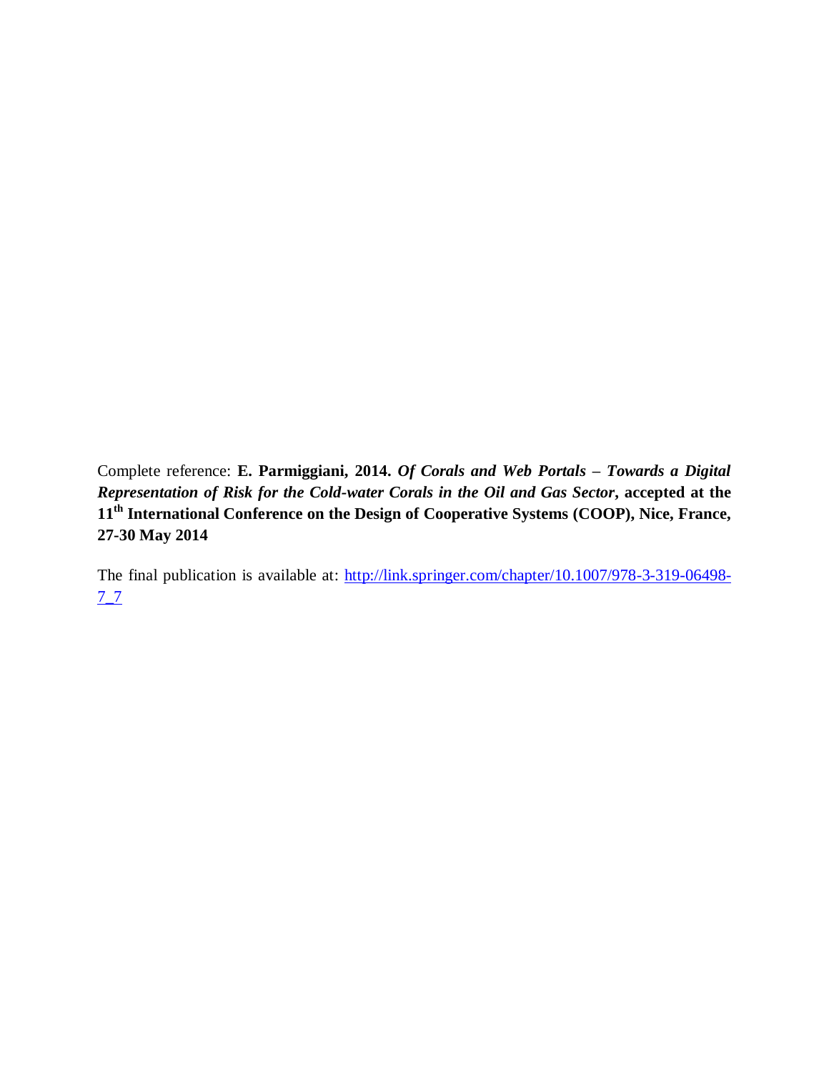Complete reference: **E. Parmiggiani, 2014.** ***Of Corals and Web Portals – Towards a Digital Representation of Risk for the Cold-water Corals in the Oil and Gas Sector*****, accepted at the 11th International Conference on the Design of Cooperative Systems (COOP), Nice, France, 27-30 May 2014**

The final publication is available at: http://link.springer.com/chapter/10.1007/978-3-319-06498-7_7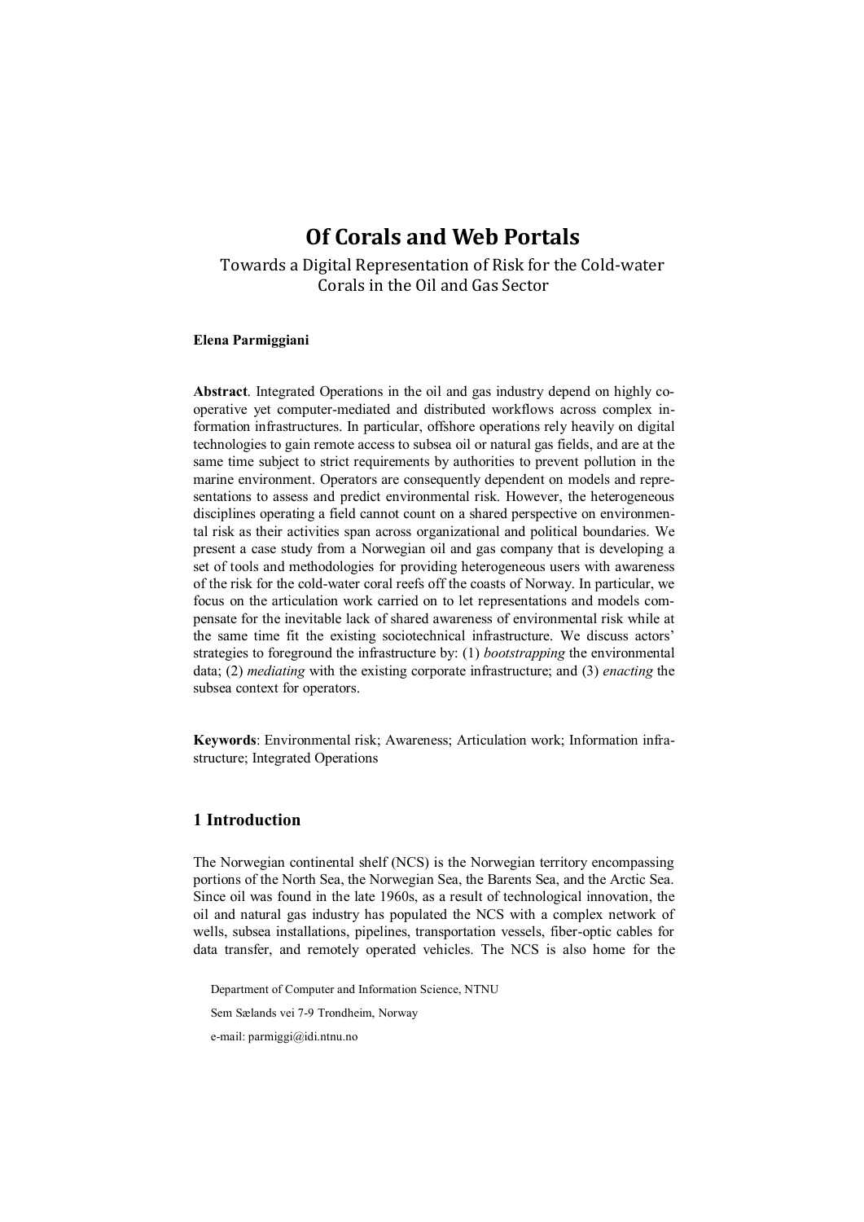# Of Corals and Web Portals

## Towards a Digital Representation of Risk for the Cold-water Corals in the Oil and Gas Sector

**Elena Parmiggiani**

**Abstract**. Integrated Operations in the oil and gas industry depend on highly cooperative yet computer-mediated and distributed workflows across complex information infrastructures. In particular, offshore operations rely heavily on digital technologies to gain remote access to subsea oil or natural gas fields, and are at the same time subject to strict requirements by authorities to prevent pollution in the marine environment. Operators are consequently dependent on models and representations to assess and predict environmental risk. However, the heterogeneous disciplines operating a field cannot count on a shared perspective on environmental risk as their activities span across organizational and political boundaries. We present a case study from a Norwegian oil and gas company that is developing a set of tools and methodologies for providing heterogeneous users with awareness of the risk for the cold-water coral reefs off the coasts of Norway. In particular, we focus on the articulation work carried on to let representations and models compensate for the inevitable lack of shared awareness of environmental risk while at the same time fit the existing sociotechnical infrastructure. We discuss actors' strategies to foreground the infrastructure by: (1) *bootstrapping* the environmental data; (2) *mediating* with the existing corporate infrastructure; and (3) *enacting* the subsea context for operators.

**Keywords**: Environmental risk; Awareness; Articulation work; Information infrastructure; Integrated Operations

## 1 Introduction

The Norwegian continental shelf (NCS) is the Norwegian territory encompassing portions of the North Sea, the Norwegian Sea, the Barents Sea, and the Arctic Sea. Since oil was found in the late 1960s, as a result of technological innovation, the oil and natural gas industry has populated the NCS with a complex network of wells, subsea installations, pipelines, transportation vessels, fiber-optic cables for data transfer, and remotely operated vehicles. The NCS is also home for the

Department of Computer and Information Science, NTNU

Sem Sælands vei 7-9 Trondheim, Norway

e-mail: parmiggi@idi.ntnu.no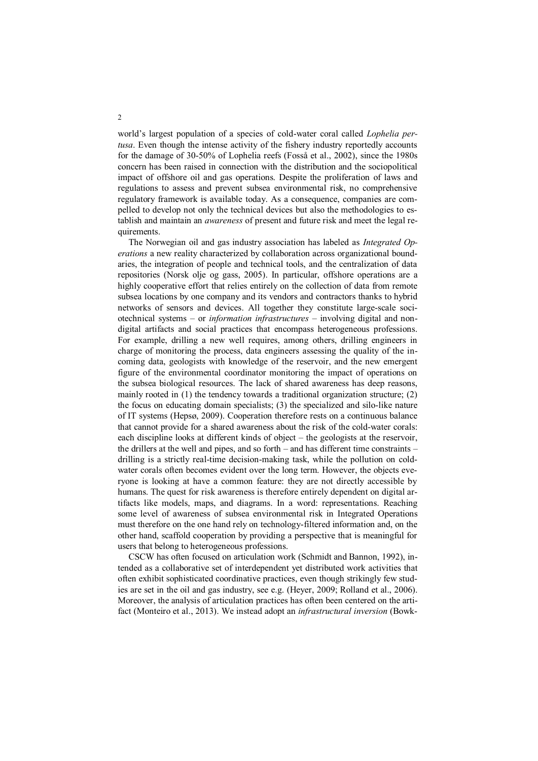world's largest population of a species of cold-water coral called *Lophelia pertusa*. Even though the intense activity of the fishery industry reportedly accounts for the damage of 30-50% of Lophelia reefs (Fosså et al., 2002), since the 1980s concern has been raised in connection with the distribution and the sociopolitical impact of offshore oil and gas operations. Despite the proliferation of laws and regulations to assess and prevent subsea environmental risk, no comprehensive regulatory framework is available today. As a consequence, companies are compelled to develop not only the technical devices but also the methodologies to establish and maintain an *awareness* of present and future risk and meet the legal requirements.

The Norwegian oil and gas industry association has labeled as *Integrated Operations* a new reality characterized by collaboration across organizational boundaries, the integration of people and technical tools, and the centralization of data repositories (Norsk olje og gass, 2005). In particular, offshore operations are a highly cooperative effort that relies entirely on the collection of data from remote subsea locations by one company and its vendors and contractors thanks to hybrid networks of sensors and devices. All together they constitute large-scale sociotechnical systems – or *information infrastructures* – involving digital and non-digital artifacts and social practices that encompass heterogeneous professions. For example, drilling a new well requires, among others, drilling engineers in charge of monitoring the process, data engineers assessing the quality of the incoming data, geologists with knowledge of the reservoir, and the new emergent figure of the environmental coordinator monitoring the impact of operations on the subsea biological resources. The lack of shared awareness has deep reasons, mainly rooted in (1) the tendency towards a traditional organization structure; (2) the focus on educating domain specialists; (3) the specialized and silo-like nature of IT systems (Hepsø, 2009). Cooperation therefore rests on a continuous balance that cannot provide for a shared awareness about the risk of the cold-water corals: each discipline looks at different kinds of object – the geologists at the reservoir, the drillers at the well and pipes, and so forth – and has different time constraints – drilling is a strictly real-time decision-making task, while the pollution on cold-water corals often becomes evident over the long term. However, the objects everyone is looking at have a common feature: they are not directly accessible by humans. The quest for risk awareness is therefore entirely dependent on digital artifacts like models, maps, and diagrams. In a word: representations. Reaching some level of awareness of subsea environmental risk in Integrated Operations must therefore on the one hand rely on technology-filtered information and, on the other hand, scaffold cooperation by providing a perspective that is meaningful for users that belong to heterogeneous professions.

CSCW has often focused on articulation work (Schmidt and Bannon, 1992), intended as a collaborative set of interdependent yet distributed work activities that often exhibit sophisticated coordinative practices, even though strikingly few studies are set in the oil and gas industry, see e.g. (Heyer, 2009; Rolland et al., 2006). Moreover, the analysis of articulation practices has often been centered on the artifact (Monteiro et al., 2013). We instead adopt an *infrastructural inversion* (Bowk-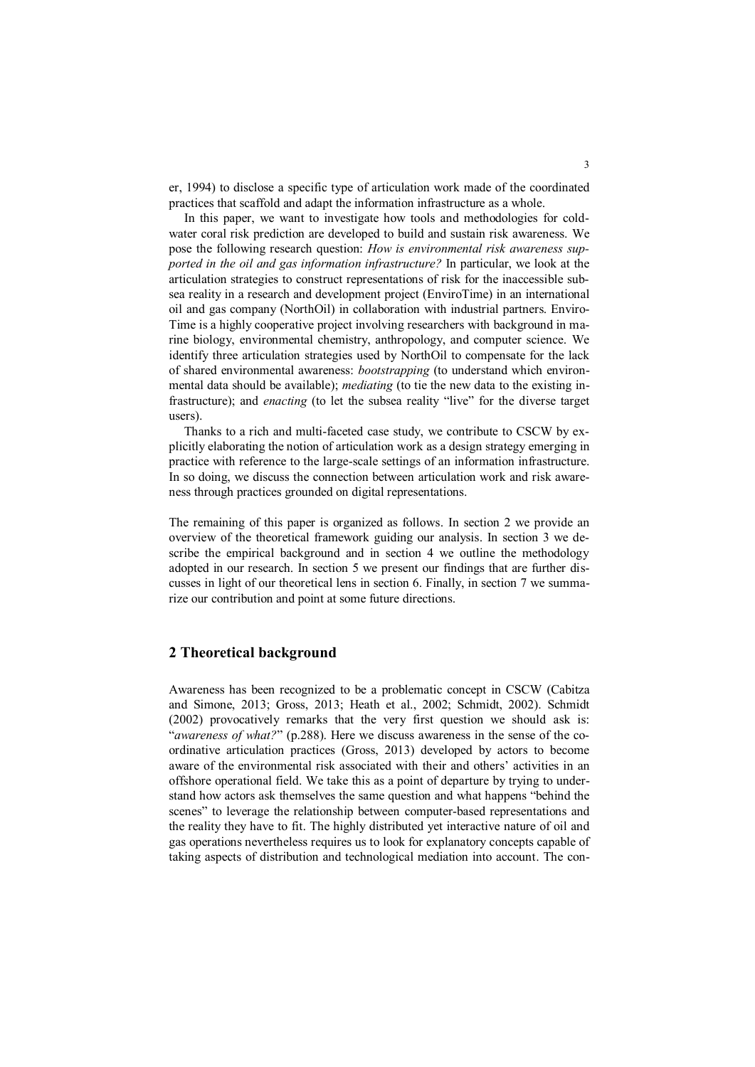er, 1994) to disclose a specific type of articulation work made of the coordinated practices that scaffold and adapt the information infrastructure as a whole.

In this paper, we want to investigate how tools and methodologies for cold-water coral risk prediction are developed to build and sustain risk awareness. We pose the following research question: *How is environmental risk awareness supported in the oil and gas information infrastructure?* In particular, we look at the articulation strategies to construct representations of risk for the inaccessible subsea reality in a research and development project (EnviroTime) in an international oil and gas company (NorthOil) in collaboration with industrial partners. EnviroTime is a highly cooperative project involving researchers with background in marine biology, environmental chemistry, anthropology, and computer science. We identify three articulation strategies used by NorthOil to compensate for the lack of shared environmental awareness: *bootstrapping* (to understand which environmental data should be available); *mediating* (to tie the new data to the existing infrastructure); and *enacting* (to let the subsea reality "live" for the diverse target users).

Thanks to a rich and multi-faceted case study, we contribute to CSCW by explicitly elaborating the notion of articulation work as a design strategy emerging in practice with reference to the large-scale settings of an information infrastructure. In so doing, we discuss the connection between articulation work and risk awareness through practices grounded on digital representations.

The remaining of this paper is organized as follows. In section 2 we provide an overview of the theoretical framework guiding our analysis. In section 3 we describe the empirical background and in section 4 we outline the methodology adopted in our research. In section 5 we present our findings that are further discusses in light of our theoretical lens in section 6. Finally, in section 7 we summarize our contribution and point at some future directions.

## 2 Theoretical background

Awareness has been recognized to be a problematic concept in CSCW (Cabitza and Simone, 2013; Gross, 2013; Heath et al., 2002; Schmidt, 2002). Schmidt (2002) provocatively remarks that the very first question we should ask is: "*awareness of what?*" (p.288). Here we discuss awareness in the sense of the coordinative articulation practices (Gross, 2013) developed by actors to become aware of the environmental risk associated with their and others' activities in an offshore operational field. We take this as a point of departure by trying to understand how actors ask themselves the same question and what happens "behind the scenes" to leverage the relationship between computer-based representations and the reality they have to fit. The highly distributed yet interactive nature of oil and gas operations nevertheless requires us to look for explanatory concepts capable of taking aspects of distribution and technological mediation into account. The con-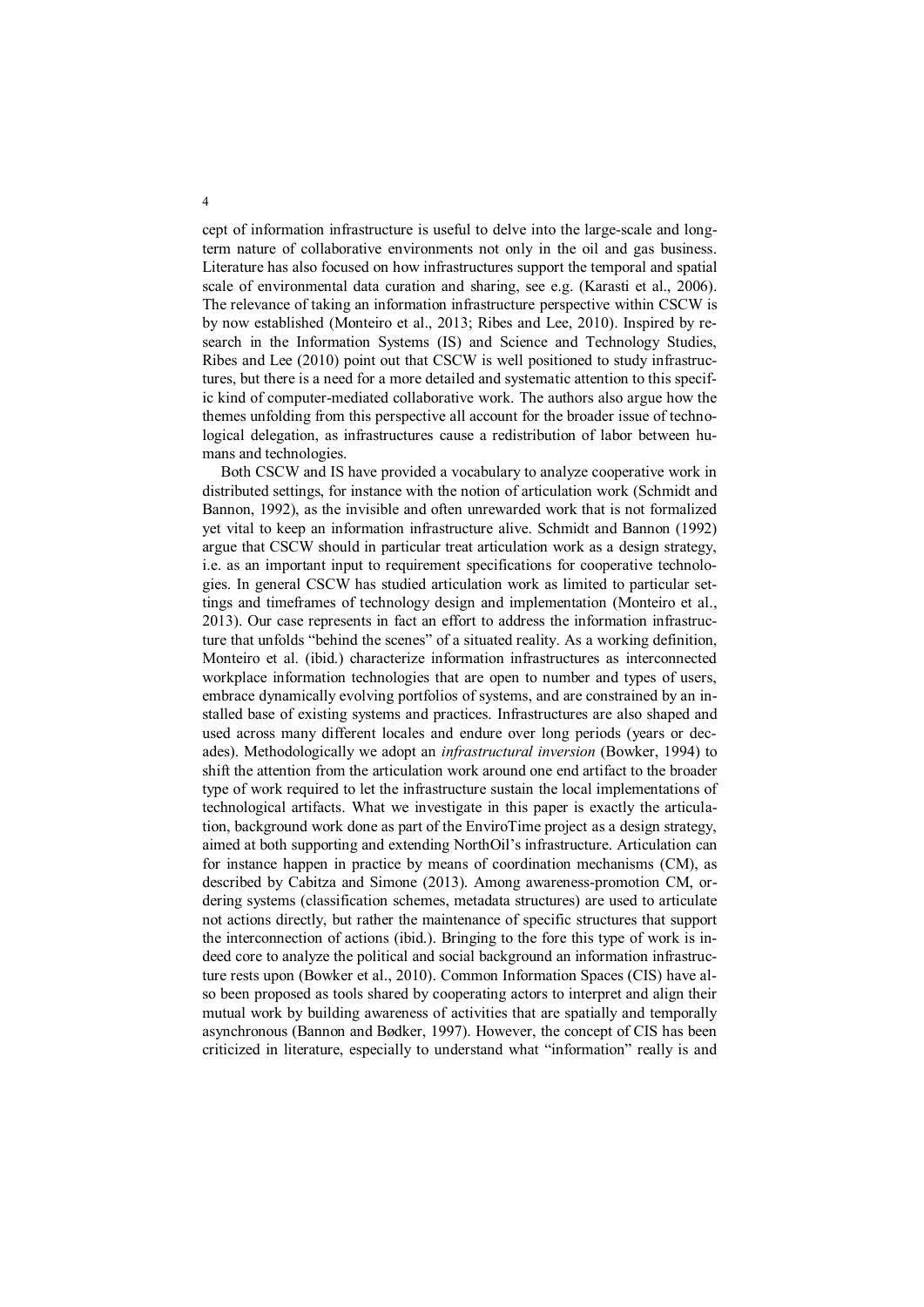cept of information infrastructure is useful to delve into the large-scale and long-term nature of collaborative environments not only in the oil and gas business. Literature has also focused on how infrastructures support the temporal and spatial scale of environmental data curation and sharing, see e.g. (Karasti et al., 2006). The relevance of taking an information infrastructure perspective within CSCW is by now established (Monteiro et al., 2013; Ribes and Lee, 2010). Inspired by research in the Information Systems (IS) and Science and Technology Studies, Ribes and Lee (2010) point out that CSCW is well positioned to study infrastructures, but there is a need for a more detailed and systematic attention to this specific kind of computer-mediated collaborative work. The authors also argue how the themes unfolding from this perspective all account for the broader issue of technological delegation, as infrastructures cause a redistribution of labor between humans and technologies.

Both CSCW and IS have provided a vocabulary to analyze cooperative work in distributed settings, for instance with the notion of articulation work (Schmidt and Bannon, 1992), as the invisible and often unrewarded work that is not formalized yet vital to keep an information infrastructure alive. Schmidt and Bannon (1992) argue that CSCW should in particular treat articulation work as a design strategy, i.e. as an important input to requirement specifications for cooperative technologies. In general CSCW has studied articulation work as limited to particular settings and timeframes of technology design and implementation (Monteiro et al., 2013). Our case represents in fact an effort to address the information infrastructure that unfolds "behind the scenes" of a situated reality. As a working definition, Monteiro et al. (ibid.) characterize information infrastructures as interconnected workplace information technologies that are open to number and types of users, embrace dynamically evolving portfolios of systems, and are constrained by an installed base of existing systems and practices. Infrastructures are also shaped and used across many different locales and endure over long periods (years or decades). Methodologically we adopt an *infrastructural inversion* (Bowker, 1994) to shift the attention from the articulation work around one end artifact to the broader type of work required to let the infrastructure sustain the local implementations of technological artifacts. What we investigate in this paper is exactly the articulation, background work done as part of the EnviroTime project as a design strategy, aimed at both supporting and extending NorthOil's infrastructure. Articulation can for instance happen in practice by means of coordination mechanisms (CM), as described by Cabitza and Simone (2013). Among awareness-promotion CM, ordering systems (classification schemes, metadata structures) are used to articulate not actions directly, but rather the maintenance of specific structures that support the interconnection of actions (ibid.). Bringing to the fore this type of work is indeed core to analyze the political and social background an information infrastructure rests upon (Bowker et al., 2010). Common Information Spaces (CIS) have also been proposed as tools shared by cooperating actors to interpret and align their mutual work by building awareness of activities that are spatially and temporally asynchronous (Bannon and Bødker, 1997). However, the concept of CIS has been criticized in literature, especially to understand what "information" really is and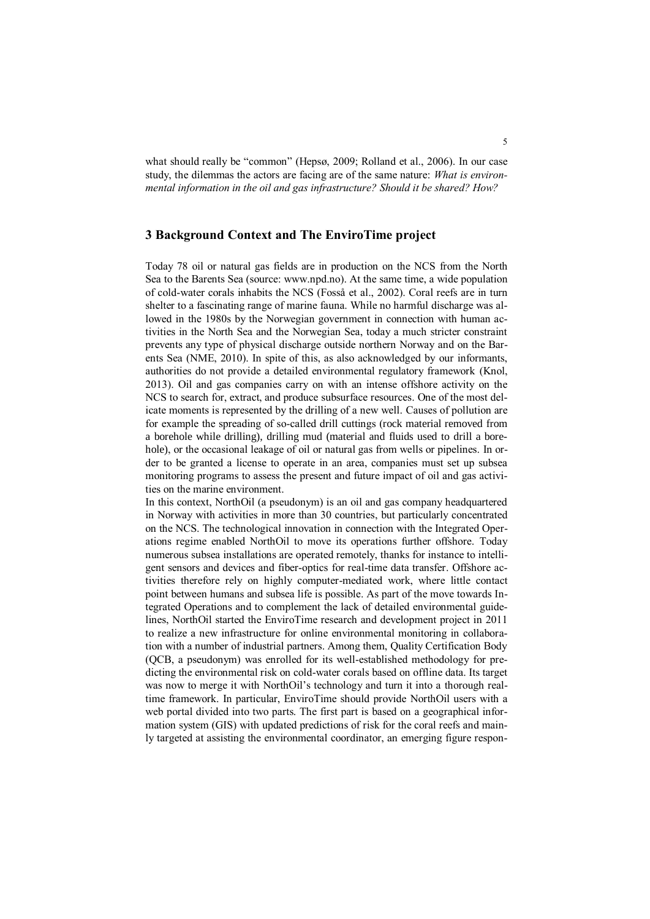what should really be "common" (Hepsø, 2009; Rolland et al., 2006). In our case study, the dilemmas the actors are facing are of the same nature: *What is environmental information in the oil and gas infrastructure? Should it be shared? How?*

## 3 Background Context and The EnviroTime project

Today 78 oil or natural gas fields are in production on the NCS from the North Sea to the Barents Sea (source: www.npd.no). At the same time, a wide population of cold-water corals inhabits the NCS (Fosså et al., 2002). Coral reefs are in turn shelter to a fascinating range of marine fauna. While no harmful discharge was allowed in the 1980s by the Norwegian government in connection with human activities in the North Sea and the Norwegian Sea, today a much stricter constraint prevents any type of physical discharge outside northern Norway and on the Barents Sea (NME, 2010). In spite of this, as also acknowledged by our informants, authorities do not provide a detailed environmental regulatory framework (Knol, 2013). Oil and gas companies carry on with an intense offshore activity on the NCS to search for, extract, and produce subsurface resources. One of the most delicate moments is represented by the drilling of a new well. Causes of pollution are for example the spreading of so-called drill cuttings (rock material removed from a borehole while drilling), drilling mud (material and fluids used to drill a borehole), or the occasional leakage of oil or natural gas from wells or pipelines. In order to be granted a license to operate in an area, companies must set up subsea monitoring programs to assess the present and future impact of oil and gas activities on the marine environment.

In this context, NorthOil (a pseudonym) is an oil and gas company headquartered in Norway with activities in more than 30 countries, but particularly concentrated on the NCS. The technological innovation in connection with the Integrated Operations regime enabled NorthOil to move its operations further offshore. Today numerous subsea installations are operated remotely, thanks for instance to intelligent sensors and devices and fiber-optics for real-time data transfer. Offshore activities therefore rely on highly computer-mediated work, where little contact point between humans and subsea life is possible. As part of the move towards Integrated Operations and to complement the lack of detailed environmental guidelines, NorthOil started the EnviroTime research and development project in 2011 to realize a new infrastructure for online environmental monitoring in collaboration with a number of industrial partners. Among them, Quality Certification Body (QCB, a pseudonym) was enrolled for its well-established methodology for predicting the environmental risk on cold-water corals based on offline data. Its target was now to merge it with NorthOil's technology and turn it into a thorough real-time framework. In particular, EnviroTime should provide NorthOil users with a web portal divided into two parts. The first part is based on a geographical information system (GIS) with updated predictions of risk for the coral reefs and mainly targeted at assisting the environmental coordinator, an emerging figure respon-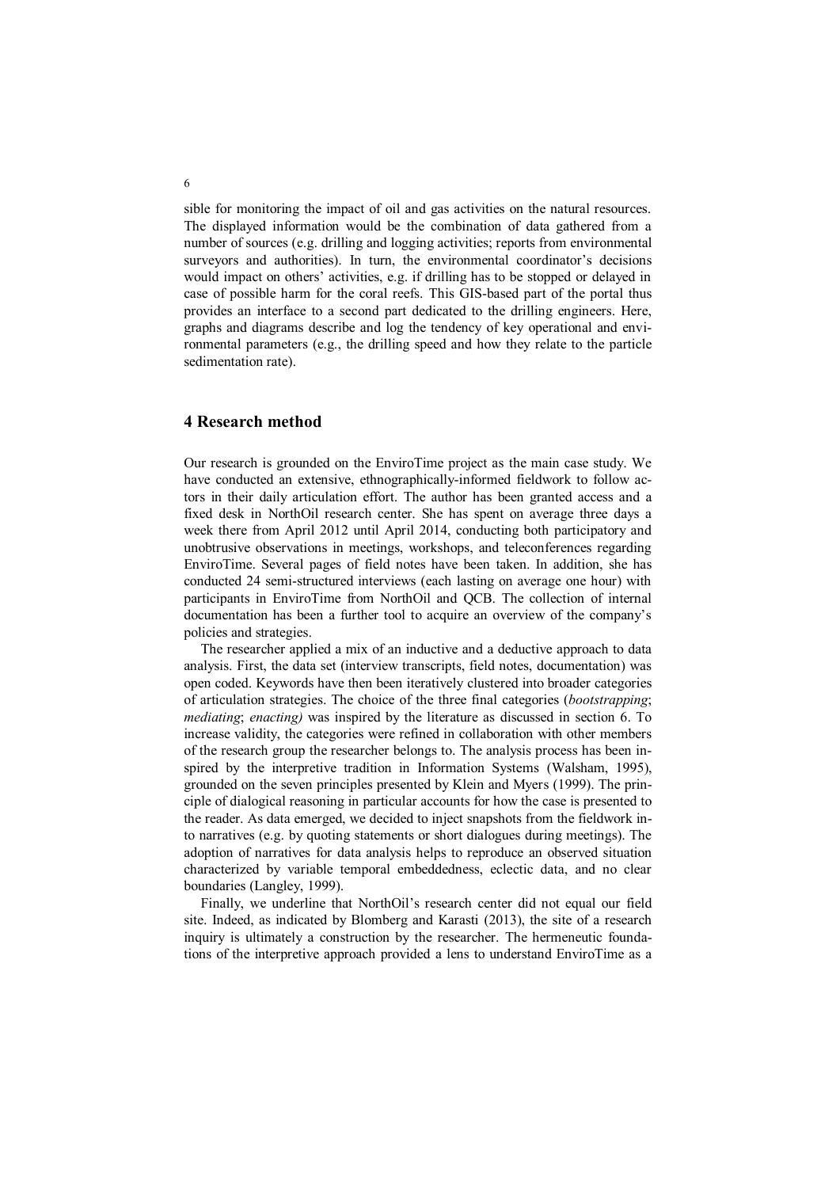sible for monitoring the impact of oil and gas activities on the natural resources. The displayed information would be the combination of data gathered from a number of sources (e.g. drilling and logging activities; reports from environmental surveyors and authorities). In turn, the environmental coordinator's decisions would impact on others' activities, e.g. if drilling has to be stopped or delayed in case of possible harm for the coral reefs. This GIS-based part of the portal thus provides an interface to a second part dedicated to the drilling engineers. Here, graphs and diagrams describe and log the tendency of key operational and environmental parameters (e.g., the drilling speed and how they relate to the particle sedimentation rate).

## 4 Research method

Our research is grounded on the EnviroTime project as the main case study. We have conducted an extensive, ethnographically-informed fieldwork to follow actors in their daily articulation effort. The author has been granted access and a fixed desk in NorthOil research center. She has spent on average three days a week there from April 2012 until April 2014, conducting both participatory and unobtrusive observations in meetings, workshops, and teleconferences regarding EnviroTime. Several pages of field notes have been taken. In addition, she has conducted 24 semi-structured interviews (each lasting on average one hour) with participants in EnviroTime from NorthOil and QCB. The collection of internal documentation has been a further tool to acquire an overview of the company's policies and strategies.

The researcher applied a mix of an inductive and a deductive approach to data analysis. First, the data set (interview transcripts, field notes, documentation) was open coded. Keywords have then been iteratively clustered into broader categories of articulation strategies. The choice of the three final categories (*bootstrapping*; *mediating*; *enacting)* was inspired by the literature as discussed in section 6. To increase validity, the categories were refined in collaboration with other members of the research group the researcher belongs to. The analysis process has been inspired by the interpretive tradition in Information Systems (Walsham, 1995), grounded on the seven principles presented by Klein and Myers (1999). The principle of dialogical reasoning in particular accounts for how the case is presented to the reader. As data emerged, we decided to inject snapshots from the fieldwork into narratives (e.g. by quoting statements or short dialogues during meetings). The adoption of narratives for data analysis helps to reproduce an observed situation characterized by variable temporal embeddedness, eclectic data, and no clear boundaries (Langley, 1999).

Finally, we underline that NorthOil's research center did not equal our field site. Indeed, as indicated by Blomberg and Karasti (2013), the site of a research inquiry is ultimately a construction by the researcher. The hermeneutic foundations of the interpretive approach provided a lens to understand EnviroTime as a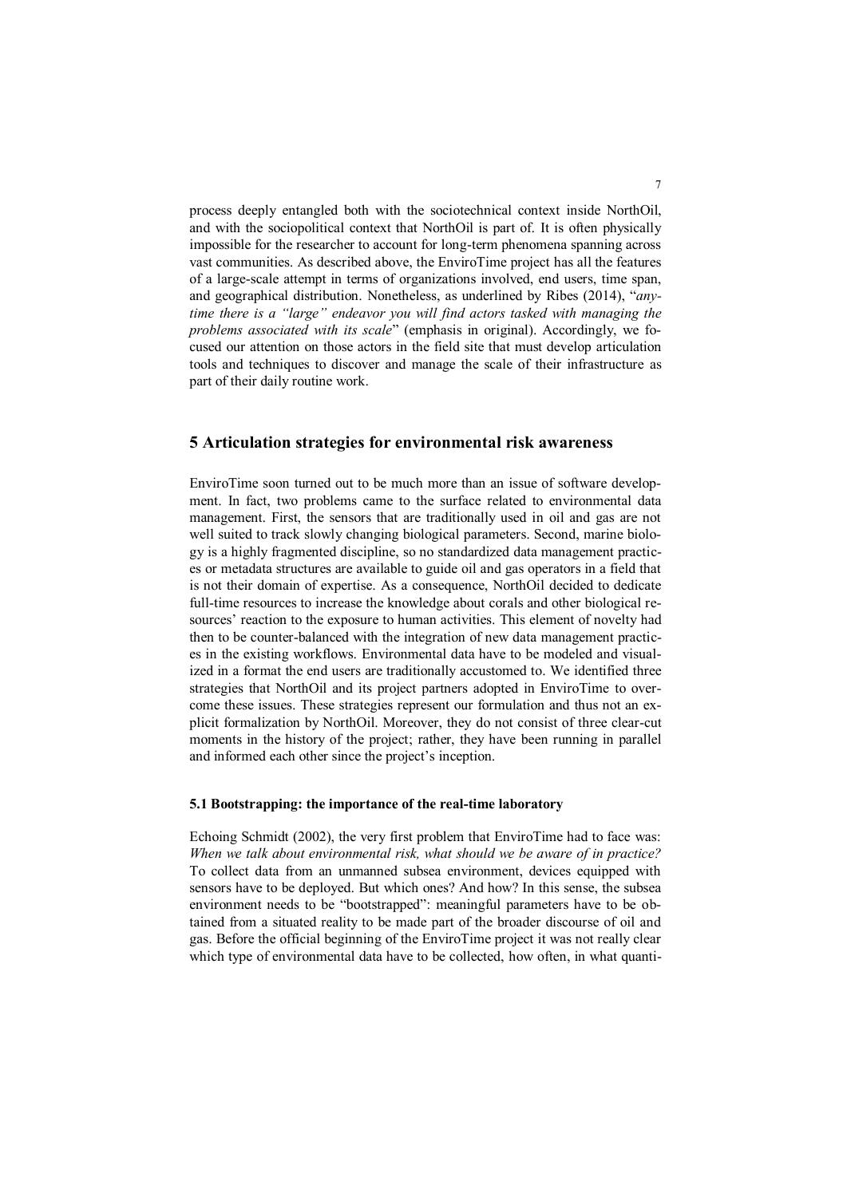process deeply entangled both with the sociotechnical context inside NorthOil, and with the sociopolitical context that NorthOil is part of. It is often physically impossible for the researcher to account for long-term phenomena spanning across vast communities. As described above, the EnviroTime project has all the features of a large-scale attempt in terms of organizations involved, end users, time span, and geographical distribution. Nonetheless, as underlined by Ribes (2014), "*any-time there is a "large" endeavor you will find actors tasked with managing the problems associated with its scale*" (emphasis in original). Accordingly, we focused our attention on those actors in the field site that must develop articulation tools and techniques to discover and manage the scale of their infrastructure as part of their daily routine work.

## 5 Articulation strategies for environmental risk awareness

EnviroTime soon turned out to be much more than an issue of software development. In fact, two problems came to the surface related to environmental data management. First, the sensors that are traditionally used in oil and gas are not well suited to track slowly changing biological parameters. Second, marine biology is a highly fragmented discipline, so no standardized data management practices or metadata structures are available to guide oil and gas operators in a field that is not their domain of expertise. As a consequence, NorthOil decided to dedicate full-time resources to increase the knowledge about corals and other biological resources' reaction to the exposure to human activities. This element of novelty had then to be counter-balanced with the integration of new data management practices in the existing workflows. Environmental data have to be modeled and visualized in a format the end users are traditionally accustomed to. We identified three strategies that NorthOil and its project partners adopted in EnviroTime to overcome these issues. These strategies represent our formulation and thus not an explicit formalization by NorthOil. Moreover, they do not consist of three clear-cut moments in the history of the project; rather, they have been running in parallel and informed each other since the project's inception.

### 5.1 Bootstrapping: the importance of the real-time laboratory

Echoing Schmidt (2002), the very first problem that EnviroTime had to face was: *When we talk about environmental risk, what should we be aware of in practice?* To collect data from an unmanned subsea environment, devices equipped with sensors have to be deployed. But which ones? And how? In this sense, the subsea environment needs to be "bootstrapped": meaningful parameters have to be obtained from a situated reality to be made part of the broader discourse of oil and gas. Before the official beginning of the EnviroTime project it was not really clear which type of environmental data have to be collected, how often, in what quanti-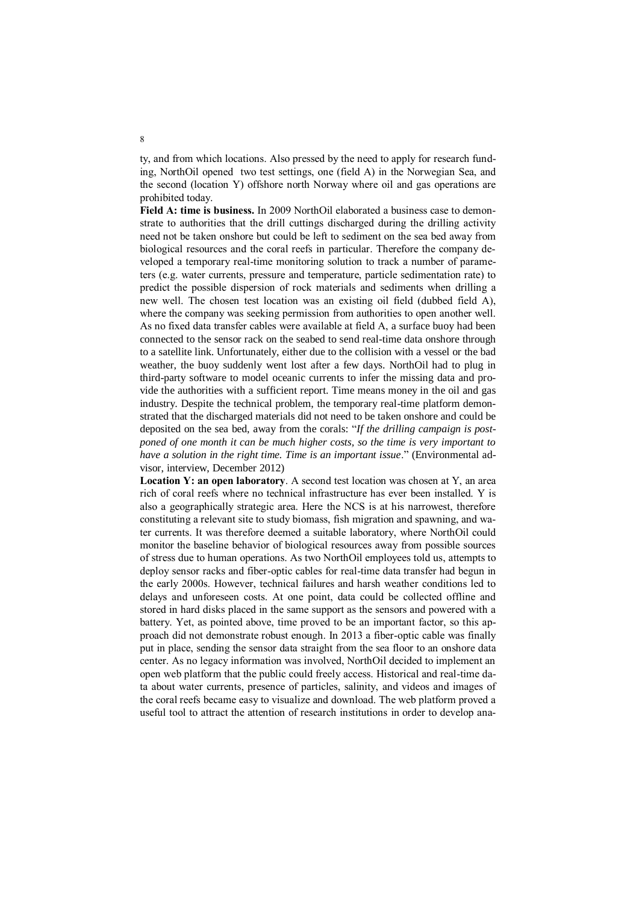ty, and from which locations. Also pressed by the need to apply for research funding, NorthOil opened two test settings, one (field A) in the Norwegian Sea, and the second (location Y) offshore north Norway where oil and gas operations are prohibited today.

**Field A: time is business.** In 2009 NorthOil elaborated a business case to demonstrate to authorities that the drill cuttings discharged during the drilling activity need not be taken onshore but could be left to sediment on the sea bed away from biological resources and the coral reefs in particular. Therefore the company developed a temporary real-time monitoring solution to track a number of parameters (e.g. water currents, pressure and temperature, particle sedimentation rate) to predict the possible dispersion of rock materials and sediments when drilling a new well. The chosen test location was an existing oil field (dubbed field A), where the company was seeking permission from authorities to open another well. As no fixed data transfer cables were available at field A, a surface buoy had been connected to the sensor rack on the seabed to send real-time data onshore through to a satellite link. Unfortunately, either due to the collision with a vessel or the bad weather, the buoy suddenly went lost after a few days. NorthOil had to plug in third-party software to model oceanic currents to infer the missing data and provide the authorities with a sufficient report. Time means money in the oil and gas industry. Despite the technical problem, the temporary real-time platform demonstrated that the discharged materials did not need to be taken onshore and could be deposited on the sea bed, away from the corals: "*If the drilling campaign is postponed of one month it can be much higher costs, so the time is very important to have a solution in the right time. Time is an important issue*." (Environmental advisor, interview, December 2012)

**Location Y: an open laboratory**. A second test location was chosen at Y, an area rich of coral reefs where no technical infrastructure has ever been installed. Y is also a geographically strategic area. Here the NCS is at his narrowest, therefore constituting a relevant site to study biomass, fish migration and spawning, and water currents. It was therefore deemed a suitable laboratory, where NorthOil could monitor the baseline behavior of biological resources away from possible sources of stress due to human operations. As two NorthOil employees told us, attempts to deploy sensor racks and fiber-optic cables for real-time data transfer had begun in the early 2000s. However, technical failures and harsh weather conditions led to delays and unforeseen costs. At one point, data could be collected offline and stored in hard disks placed in the same support as the sensors and powered with a battery. Yet, as pointed above, time proved to be an important factor, so this approach did not demonstrate robust enough. In 2013 a fiber-optic cable was finally put in place, sending the sensor data straight from the sea floor to an onshore data center. As no legacy information was involved, NorthOil decided to implement an open web platform that the public could freely access. Historical and real-time data about water currents, presence of particles, salinity, and videos and images of the coral reefs became easy to visualize and download. The web platform proved a useful tool to attract the attention of research institutions in order to develop ana-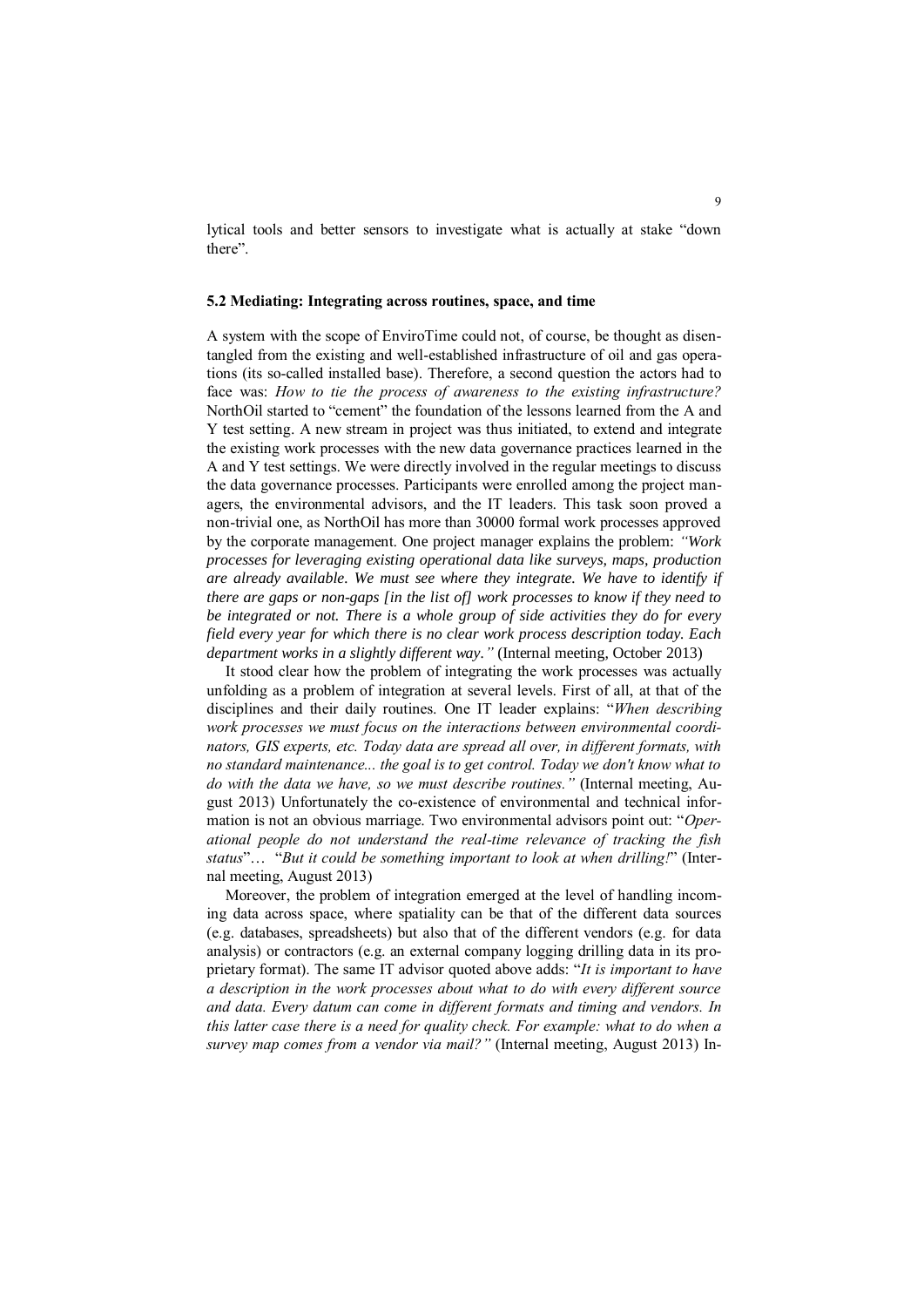lytical tools and better sensors to investigate what is actually at stake "down there".

### 5.2 Mediating: Integrating across routines, space, and time

A system with the scope of EnviroTime could not, of course, be thought as disentangled from the existing and well-established infrastructure of oil and gas operations (its so-called installed base). Therefore, a second question the actors had to face was: *How to tie the process of awareness to the existing infrastructure?* NorthOil started to "cement" the foundation of the lessons learned from the A and Y test setting. A new stream in project was thus initiated, to extend and integrate the existing work processes with the new data governance practices learned in the A and Y test settings. We were directly involved in the regular meetings to discuss the data governance processes. Participants were enrolled among the project managers, the environmental advisors, and the IT leaders. This task soon proved a non-trivial one, as NorthOil has more than 30000 formal work processes approved by the corporate management. One project manager explains the problem: *"Work processes for leveraging existing operational data like surveys, maps, production are already available. We must see where they integrate. We have to identify if there are gaps or non-gaps [in the list of] work processes to know if they need to be integrated or not. There is a whole group of side activities they do for every field every year for which there is no clear work process description today. Each department works in a slightly different way."* (Internal meeting, October 2013)

It stood clear how the problem of integrating the work processes was actually unfolding as a problem of integration at several levels. First of all, at that of the disciplines and their daily routines. One IT leader explains: "*When describing work processes we must focus on the interactions between environmental coordinators, GIS experts, etc. Today data are spread all over, in different formats, with no standard maintenance... the goal is to get control. Today we don't know what to do with the data we have, so we must describe routines."* (Internal meeting, August 2013) Unfortunately the co-existence of environmental and technical information is not an obvious marriage. Two environmental advisors point out: "*Operational people do not understand the real-time relevance of tracking the fish status*"… "*But it could be something important to look at when drilling!*" (Internal meeting, August 2013)

Moreover, the problem of integration emerged at the level of handling incoming data across space, where spatiality can be that of the different data sources (e.g. databases, spreadsheets) but also that of the different vendors (e.g. for data analysis) or contractors (e.g. an external company logging drilling data in its proprietary format). The same IT advisor quoted above adds: "*It is important to have a description in the work processes about what to do with every different source and data. Every datum can come in different formats and timing and vendors. In this latter case there is a need for quality check. For example: what to do when a survey map comes from a vendor via mail?"* (Internal meeting, August 2013) In-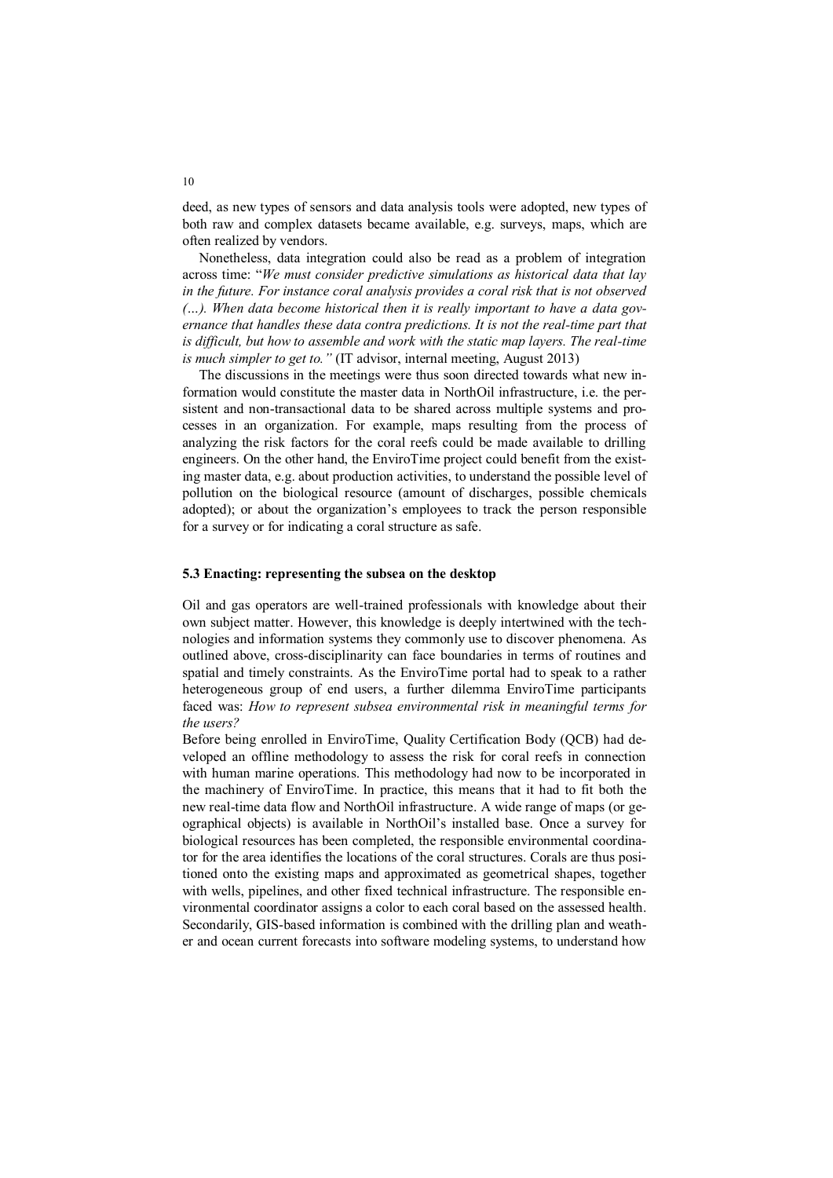deed, as new types of sensors and data analysis tools were adopted, new types of both raw and complex datasets became available, e.g. surveys, maps, which are often realized by vendors.

Nonetheless, data integration could also be read as a problem of integration across time: "*We must consider predictive simulations as historical data that lay in the future. For instance coral analysis provides a coral risk that is not observed (…). When data become historical then it is really important to have a data governance that handles these data contra predictions. It is not the real-time part that is difficult, but how to assemble and work with the static map layers. The real-time is much simpler to get to."* (IT advisor, internal meeting, August 2013)

The discussions in the meetings were thus soon directed towards what new information would constitute the master data in NorthOil infrastructure, i.e. the persistent and non-transactional data to be shared across multiple systems and processes in an organization. For example, maps resulting from the process of analyzing the risk factors for the coral reefs could be made available to drilling engineers. On the other hand, the EnviroTime project could benefit from the existing master data, e.g. about production activities, to understand the possible level of pollution on the biological resource (amount of discharges, possible chemicals adopted); or about the organization's employees to track the person responsible for a survey or for indicating a coral structure as safe.

### 5.3 Enacting: representing the subsea on the desktop

Oil and gas operators are well-trained professionals with knowledge about their own subject matter. However, this knowledge is deeply intertwined with the technologies and information systems they commonly use to discover phenomena. As outlined above, cross-disciplinarity can face boundaries in terms of routines and spatial and timely constraints. As the EnviroTime portal had to speak to a rather heterogeneous group of end users, a further dilemma EnviroTime participants faced was: *How to represent subsea environmental risk in meaningful terms for the users?*

Before being enrolled in EnviroTime, Quality Certification Body (QCB) had developed an offline methodology to assess the risk for coral reefs in connection with human marine operations. This methodology had now to be incorporated in the machinery of EnviroTime. In practice, this means that it had to fit both the new real-time data flow and NorthOil infrastructure. A wide range of maps (or geographical objects) is available in NorthOil's installed base. Once a survey for biological resources has been completed, the responsible environmental coordinator for the area identifies the locations of the coral structures. Corals are thus positioned onto the existing maps and approximated as geometrical shapes, together with wells, pipelines, and other fixed technical infrastructure. The responsible environmental coordinator assigns a color to each coral based on the assessed health. Secondarily, GIS-based information is combined with the drilling plan and weather and ocean current forecasts into software modeling systems, to understand how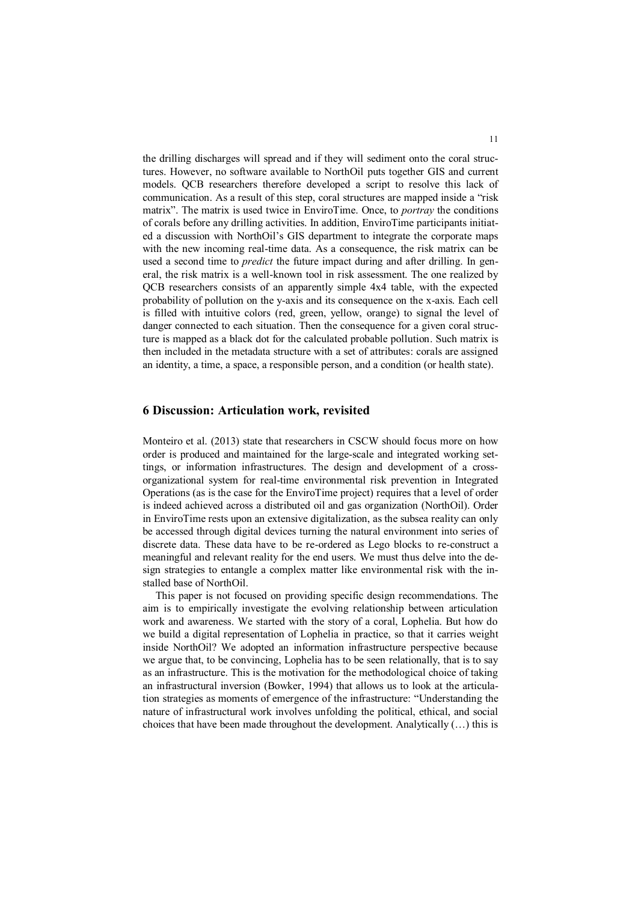the drilling discharges will spread and if they will sediment onto the coral structures. However, no software available to NorthOil puts together GIS and current models. QCB researchers therefore developed a script to resolve this lack of communication. As a result of this step, coral structures are mapped inside a "risk matrix". The matrix is used twice in EnviroTime. Once, to *portray* the conditions of corals before any drilling activities. In addition, EnviroTime participants initiated a discussion with NorthOil's GIS department to integrate the corporate maps with the new incoming real-time data. As a consequence, the risk matrix can be used a second time to *predict* the future impact during and after drilling. In general, the risk matrix is a well-known tool in risk assessment. The one realized by QCB researchers consists of an apparently simple 4x4 table, with the expected probability of pollution on the y-axis and its consequence on the x-axis. Each cell is filled with intuitive colors (red, green, yellow, orange) to signal the level of danger connected to each situation. Then the consequence for a given coral structure is mapped as a black dot for the calculated probable pollution. Such matrix is then included in the metadata structure with a set of attributes: corals are assigned an identity, a time, a space, a responsible person, and a condition (or health state).

## 6 Discussion: Articulation work, revisited

Monteiro et al. (2013) state that researchers in CSCW should focus more on how order is produced and maintained for the large-scale and integrated working settings, or information infrastructures. The design and development of a cross-organizational system for real-time environmental risk prevention in Integrated Operations (as is the case for the EnviroTime project) requires that a level of order is indeed achieved across a distributed oil and gas organization (NorthOil). Order in EnviroTime rests upon an extensive digitalization, as the subsea reality can only be accessed through digital devices turning the natural environment into series of discrete data. These data have to be re-ordered as Lego blocks to re-construct a meaningful and relevant reality for the end users. We must thus delve into the design strategies to entangle a complex matter like environmental risk with the installed base of NorthOil.

This paper is not focused on providing specific design recommendations. The aim is to empirically investigate the evolving relationship between articulation work and awareness. We started with the story of a coral, Lophelia. But how do we build a digital representation of Lophelia in practice, so that it carries weight inside NorthOil? We adopted an information infrastructure perspective because we argue that, to be convincing, Lophelia has to be seen relationally, that is to say as an infrastructure. This is the motivation for the methodological choice of taking an infrastructural inversion (Bowker, 1994) that allows us to look at the articulation strategies as moments of emergence of the infrastructure: "Understanding the nature of infrastructural work involves unfolding the political, ethical, and social choices that have been made throughout the development. Analytically (…) this is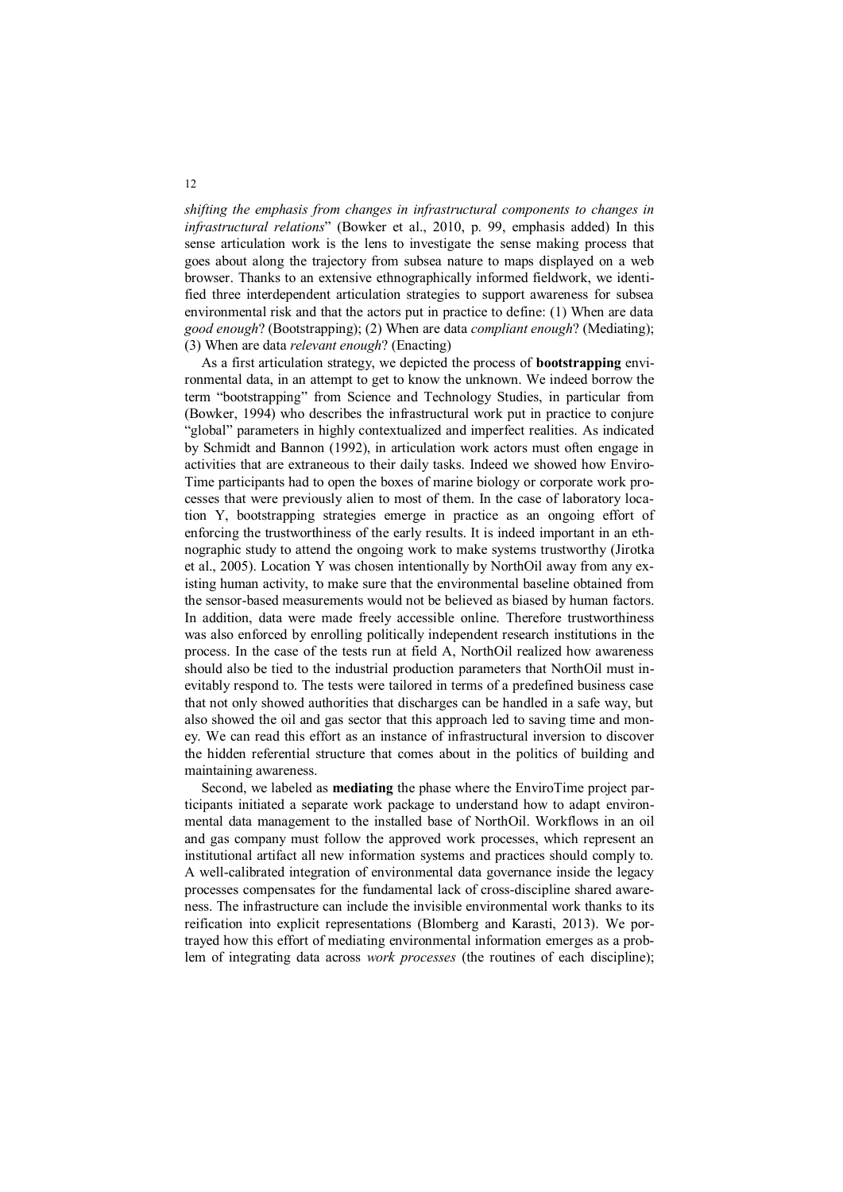*shifting the emphasis from changes in infrastructural components to changes in infrastructural relations*" (Bowker et al., 2010, p. 99, emphasis added) In this sense articulation work is the lens to investigate the sense making process that goes about along the trajectory from subsea nature to maps displayed on a web browser. Thanks to an extensive ethnographically informed fieldwork, we identified three interdependent articulation strategies to support awareness for subsea environmental risk and that the actors put in practice to define: (1) When are data *good enough*? (Bootstrapping); (2) When are data *compliant enough*? (Mediating); (3) When are data *relevant enough*? (Enacting)

As a first articulation strategy, we depicted the process of **bootstrapping** environmental data, in an attempt to get to know the unknown. We indeed borrow the term "bootstrapping" from Science and Technology Studies, in particular from (Bowker, 1994) who describes the infrastructural work put in practice to conjure "global" parameters in highly contextualized and imperfect realities. As indicated by Schmidt and Bannon (1992), in articulation work actors must often engage in activities that are extraneous to their daily tasks. Indeed we showed how EnviroTime participants had to open the boxes of marine biology or corporate work processes that were previously alien to most of them. In the case of laboratory location Y, bootstrapping strategies emerge in practice as an ongoing effort of enforcing the trustworthiness of the early results. It is indeed important in an ethnographic study to attend the ongoing work to make systems trustworthy (Jirotka et al., 2005). Location Y was chosen intentionally by NorthOil away from any existing human activity, to make sure that the environmental baseline obtained from the sensor-based measurements would not be believed as biased by human factors. In addition, data were made freely accessible online. Therefore trustworthiness was also enforced by enrolling politically independent research institutions in the process. In the case of the tests run at field A, NorthOil realized how awareness should also be tied to the industrial production parameters that NorthOil must inevitably respond to. The tests were tailored in terms of a predefined business case that not only showed authorities that discharges can be handled in a safe way, but also showed the oil and gas sector that this approach led to saving time and money. We can read this effort as an instance of infrastructural inversion to discover the hidden referential structure that comes about in the politics of building and maintaining awareness.

Second, we labeled as **mediating** the phase where the EnviroTime project participants initiated a separate work package to understand how to adapt environmental data management to the installed base of NorthOil. Workflows in an oil and gas company must follow the approved work processes, which represent an institutional artifact all new information systems and practices should comply to. A well-calibrated integration of environmental data governance inside the legacy processes compensates for the fundamental lack of cross-discipline shared awareness. The infrastructure can include the invisible environmental work thanks to its reification into explicit representations (Blomberg and Karasti, 2013). We portrayed how this effort of mediating environmental information emerges as a problem of integrating data across *work processes* (the routines of each discipline);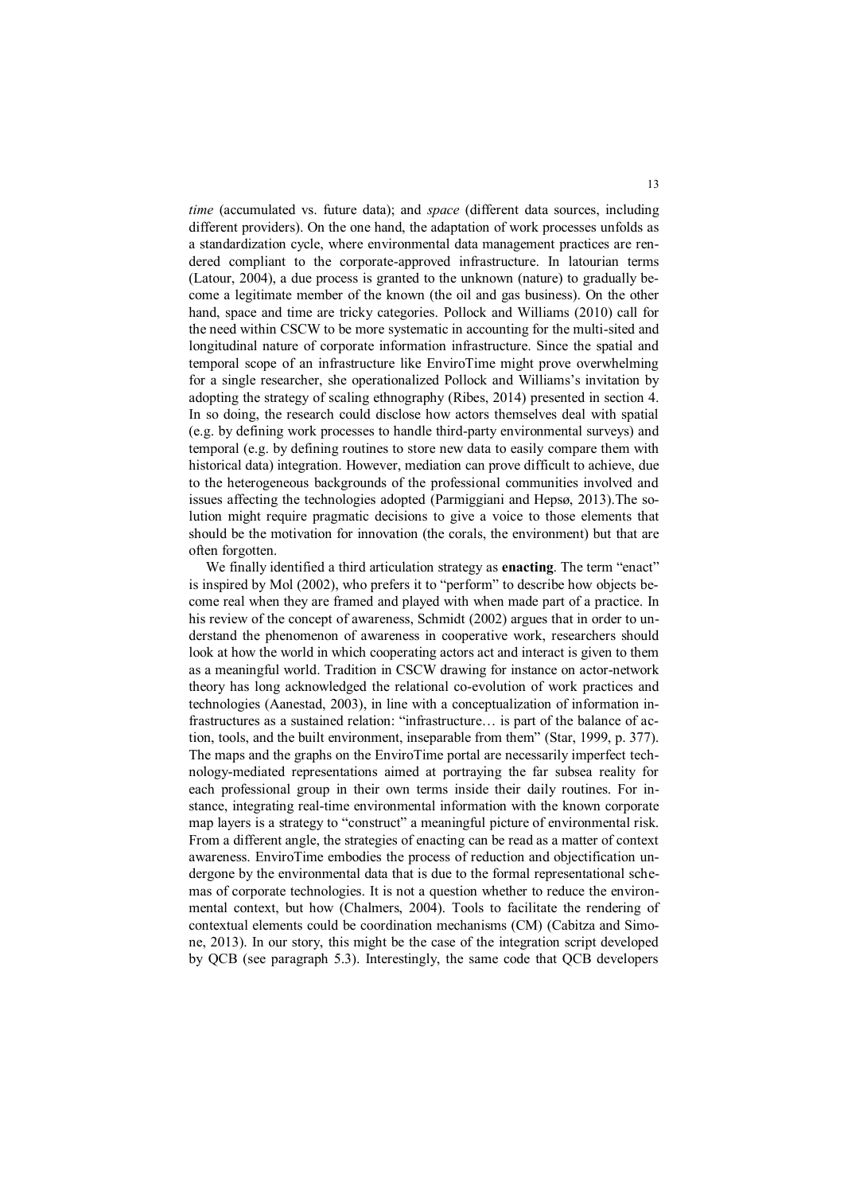*time* (accumulated vs. future data); and *space* (different data sources, including different providers). On the one hand, the adaptation of work processes unfolds as a standardization cycle, where environmental data management practices are rendered compliant to the corporate-approved infrastructure. In latourian terms (Latour, 2004), a due process is granted to the unknown (nature) to gradually become a legitimate member of the known (the oil and gas business). On the other hand, space and time are tricky categories. Pollock and Williams (2010) call for the need within CSCW to be more systematic in accounting for the multi-sited and longitudinal nature of corporate information infrastructure. Since the spatial and temporal scope of an infrastructure like EnviroTime might prove overwhelming for a single researcher, she operationalized Pollock and Williams's invitation by adopting the strategy of scaling ethnography (Ribes, 2014) presented in section 4. In so doing, the research could disclose how actors themselves deal with spatial (e.g. by defining work processes to handle third-party environmental surveys) and temporal (e.g. by defining routines to store new data to easily compare them with historical data) integration. However, mediation can prove difficult to achieve, due to the heterogeneous backgrounds of the professional communities involved and issues affecting the technologies adopted (Parmiggiani and Hepsø, 2013).The solution might require pragmatic decisions to give a voice to those elements that should be the motivation for innovation (the corals, the environment) but that are often forgotten.

We finally identified a third articulation strategy as **enacting**. The term "enact" is inspired by Mol (2002), who prefers it to "perform" to describe how objects become real when they are framed and played with when made part of a practice. In his review of the concept of awareness, Schmidt (2002) argues that in order to understand the phenomenon of awareness in cooperative work, researchers should look at how the world in which cooperating actors act and interact is given to them as a meaningful world. Tradition in CSCW drawing for instance on actor-network theory has long acknowledged the relational co-evolution of work practices and technologies (Aanestad, 2003), in line with a conceptualization of information infrastructures as a sustained relation: "infrastructure… is part of the balance of action, tools, and the built environment, inseparable from them" (Star, 1999, p. 377). The maps and the graphs on the EnviroTime portal are necessarily imperfect technology-mediated representations aimed at portraying the far subsea reality for each professional group in their own terms inside their daily routines. For instance, integrating real-time environmental information with the known corporate map layers is a strategy to "construct" a meaningful picture of environmental risk. From a different angle, the strategies of enacting can be read as a matter of context awareness. EnviroTime embodies the process of reduction and objectification undergone by the environmental data that is due to the formal representational schemas of corporate technologies. It is not a question whether to reduce the environmental context, but how (Chalmers, 2004). Tools to facilitate the rendering of contextual elements could be coordination mechanisms (CM) (Cabitza and Simone, 2013). In our story, this might be the case of the integration script developed by QCB (see paragraph 5.3). Interestingly, the same code that QCB developers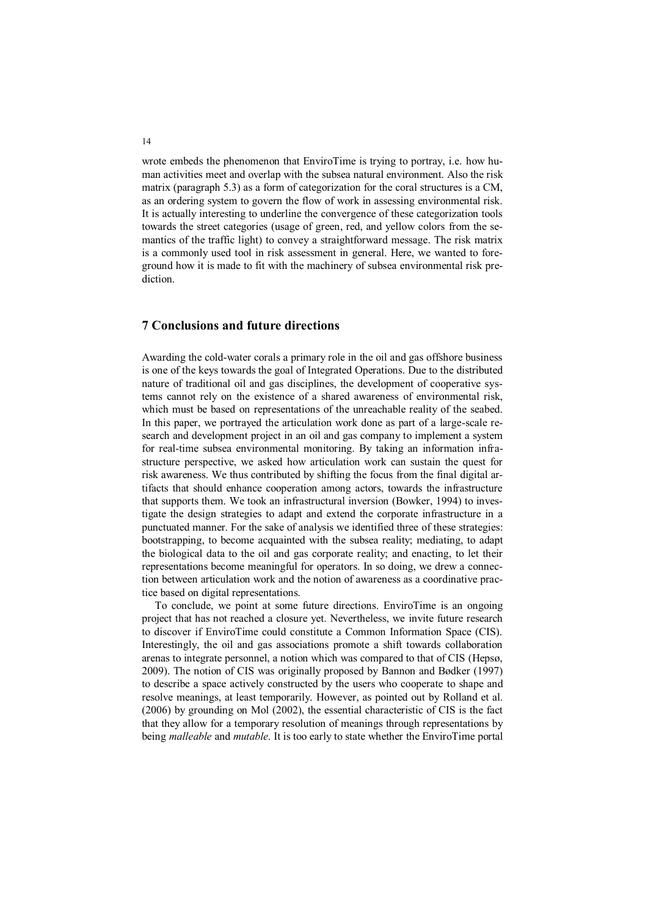wrote embeds the phenomenon that EnviroTime is trying to portray, i.e. how human activities meet and overlap with the subsea natural environment. Also the risk matrix (paragraph 5.3) as a form of categorization for the coral structures is a CM, as an ordering system to govern the flow of work in assessing environmental risk. It is actually interesting to underline the convergence of these categorization tools towards the street categories (usage of green, red, and yellow colors from the semantics of the traffic light) to convey a straightforward message. The risk matrix is a commonly used tool in risk assessment in general. Here, we wanted to foreground how it is made to fit with the machinery of subsea environmental risk prediction.

## 7 Conclusions and future directions

Awarding the cold-water corals a primary role in the oil and gas offshore business is one of the keys towards the goal of Integrated Operations. Due to the distributed nature of traditional oil and gas disciplines, the development of cooperative systems cannot rely on the existence of a shared awareness of environmental risk, which must be based on representations of the unreachable reality of the seabed. In this paper, we portrayed the articulation work done as part of a large-scale research and development project in an oil and gas company to implement a system for real-time subsea environmental monitoring. By taking an information infrastructure perspective, we asked how articulation work can sustain the quest for risk awareness. We thus contributed by shifting the focus from the final digital artifacts that should enhance cooperation among actors, towards the infrastructure that supports them. We took an infrastructural inversion (Bowker, 1994) to investigate the design strategies to adapt and extend the corporate infrastructure in a punctuated manner. For the sake of analysis we identified three of these strategies: bootstrapping, to become acquainted with the subsea reality; mediating, to adapt the biological data to the oil and gas corporate reality; and enacting, to let their representations become meaningful for operators. In so doing, we drew a connection between articulation work and the notion of awareness as a coordinative practice based on digital representations.

To conclude, we point at some future directions. EnviroTime is an ongoing project that has not reached a closure yet. Nevertheless, we invite future research to discover if EnviroTime could constitute a Common Information Space (CIS). Interestingly, the oil and gas associations promote a shift towards collaboration arenas to integrate personnel, a notion which was compared to that of CIS (Hepsø, 2009). The notion of CIS was originally proposed by Bannon and Bødker (1997) to describe a space actively constructed by the users who cooperate to shape and resolve meanings, at least temporarily. However, as pointed out by Rolland et al. (2006) by grounding on Mol (2002), the essential characteristic of CIS is the fact that they allow for a temporary resolution of meanings through representations by being *malleable* and *mutable*. It is too early to state whether the EnviroTime portal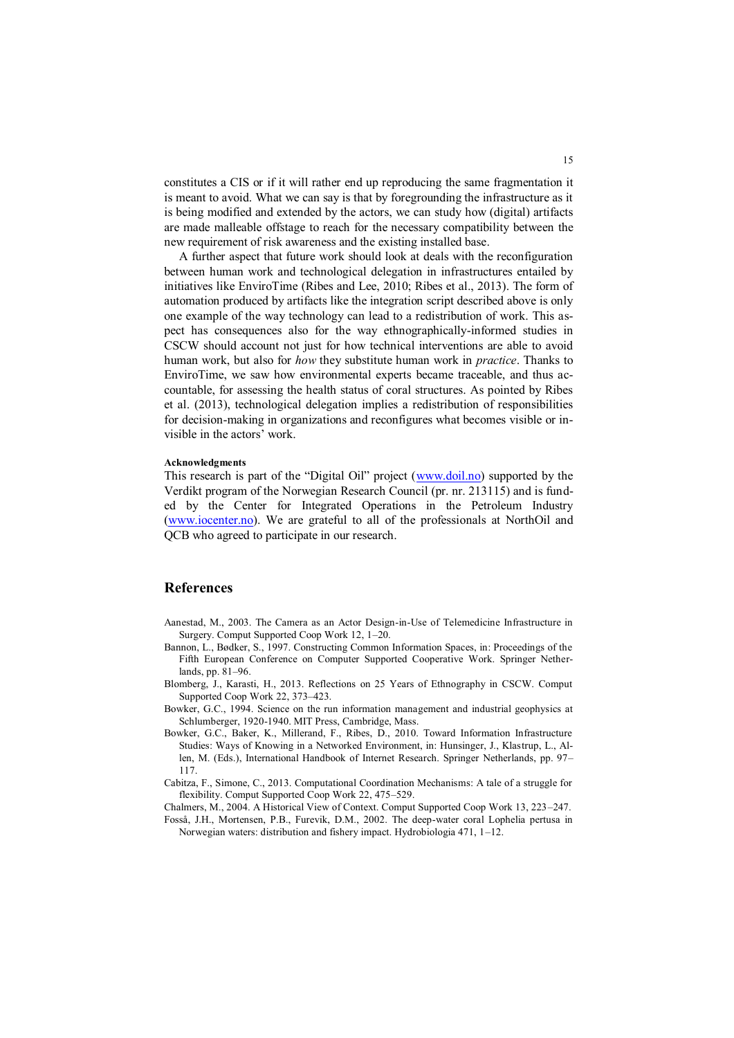constitutes a CIS or if it will rather end up reproducing the same fragmentation it is meant to avoid. What we can say is that by foregrounding the infrastructure as it is being modified and extended by the actors, we can study how (digital) artifacts are made malleable offstage to reach for the necessary compatibility between the new requirement of risk awareness and the existing installed base.

A further aspect that future work should look at deals with the reconfiguration between human work and technological delegation in infrastructures entailed by initiatives like EnviroTime (Ribes and Lee, 2010; Ribes et al., 2013). The form of automation produced by artifacts like the integration script described above is only one example of the way technology can lead to a redistribution of work. This aspect has consequences also for the way ethnographically-informed studies in CSCW should account not just for how technical interventions are able to avoid human work, but also for *how* they substitute human work in *practice*. Thanks to EnviroTime, we saw how environmental experts became traceable, and thus accountable, for assessing the health status of coral structures. As pointed by Ribes et al. (2013), technological delegation implies a redistribution of responsibilities for decision-making in organizations and reconfigures what becomes visible or invisible in the actors' work.

#### Acknowledgments

This research is part of the "Digital Oil" project (www.doil.no) supported by the Verdikt program of the Norwegian Research Council (pr. nr. 213115) and is funded by the Center for Integrated Operations in the Petroleum Industry (www.iocenter.no). We are grateful to all of the professionals at NorthOil and QCB who agreed to participate in our research.

## References

Aanestad, M., 2003. The Camera as an Actor Design-in-Use of Telemedicine Infrastructure in Surgery. Comput Supported Coop Work 12, 1–20.

Bannon, L., Bødker, S., 1997. Constructing Common Information Spaces, in: Proceedings of the Fifth European Conference on Computer Supported Cooperative Work. Springer Netherlands, pp. 81–96.

Blomberg, J., Karasti, H., 2013. Reflections on 25 Years of Ethnography in CSCW. Comput Supported Coop Work 22, 373–423.

Bowker, G.C., 1994. Science on the run information management and industrial geophysics at Schlumberger, 1920-1940. MIT Press, Cambridge, Mass.

Bowker, G.C., Baker, K., Millerand, F., Ribes, D., 2010. Toward Information Infrastructure Studies: Ways of Knowing in a Networked Environment, in: Hunsinger, J., Klastrup, L., Allen, M. (Eds.), International Handbook of Internet Research. Springer Netherlands, pp. 97–117.

Cabitza, F., Simone, C., 2013. Computational Coordination Mechanisms: A tale of a struggle for flexibility. Comput Supported Coop Work 22, 475–529.

Chalmers, M., 2004. A Historical View of Context. Comput Supported Coop Work 13, 223–247.

Fosså, J.H., Mortensen, P.B., Furevik, D.M., 2002. The deep-water coral Lophelia pertusa in Norwegian waters: distribution and fishery impact. Hydrobiologia 471, 1–12.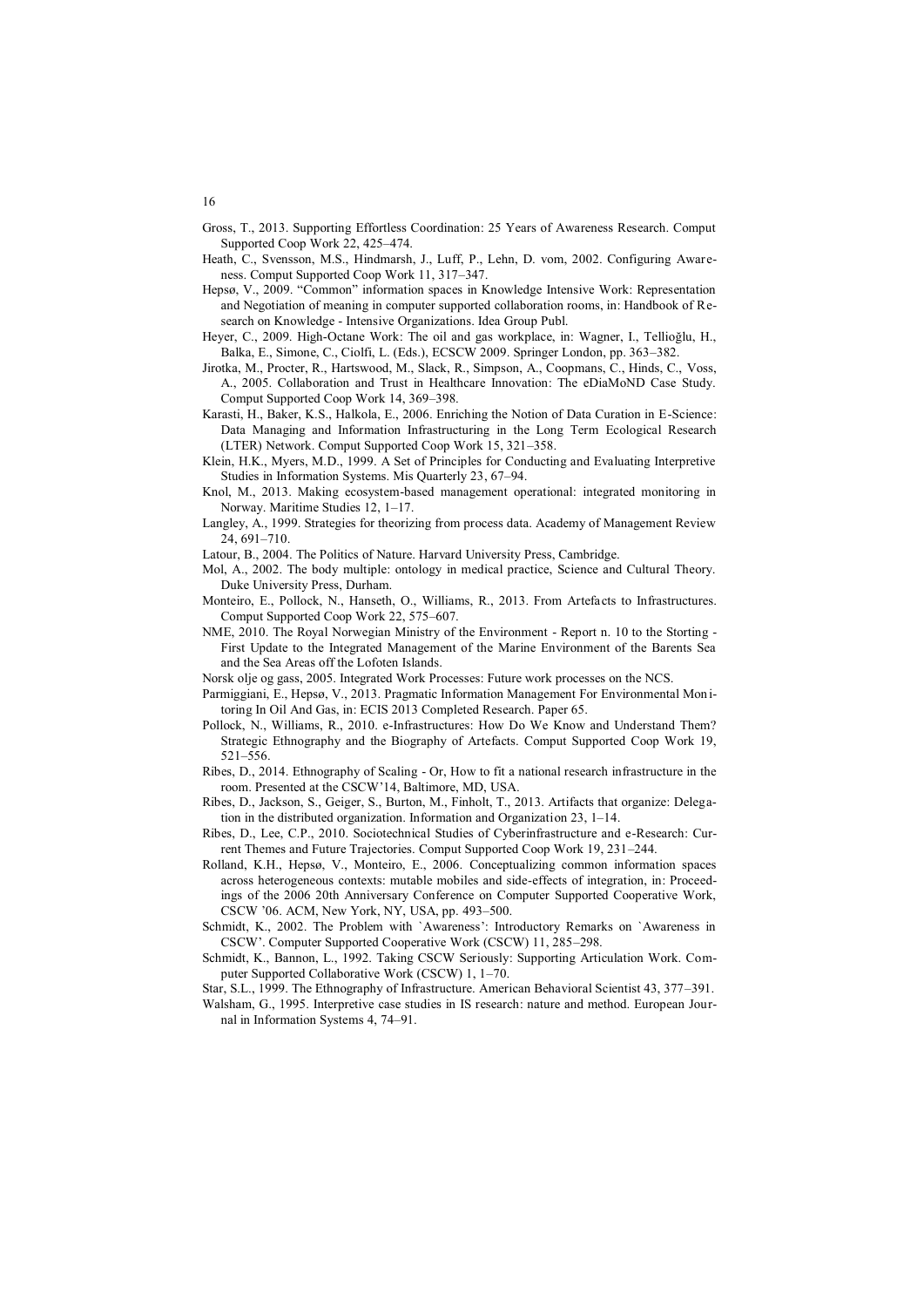Gross, T., 2013. Supporting Effortless Coordination: 25 Years of Awareness Research. Comput Supported Coop Work 22, 425–474.

Heath, C., Svensson, M.S., Hindmarsh, J., Luff, P., Lehn, D. vom, 2002. Configuring Awareness. Comput Supported Coop Work 11, 317–347.

Hepsø, V., 2009. "Common" information spaces in Knowledge Intensive Work: Representation and Negotiation of meaning in computer supported collaboration rooms, in: Handbook of Research on Knowledge - Intensive Organizations. Idea Group Publ.

Heyer, C., 2009. High-Octane Work: The oil and gas workplace, in: Wagner, I., Tellioğlu, H., Balka, E., Simone, C., Ciolfi, L. (Eds.), ECSCW 2009. Springer London, pp. 363–382.

Jirotka, M., Procter, R., Hartswood, M., Slack, R., Simpson, A., Coopmans, C., Hinds, C., Voss, A., 2005. Collaboration and Trust in Healthcare Innovation: The eDiaMoND Case Study. Comput Supported Coop Work 14, 369–398.

Karasti, H., Baker, K.S., Halkola, E., 2006. Enriching the Notion of Data Curation in E-Science: Data Managing and Information Infrastructuring in the Long Term Ecological Research (LTER) Network. Comput Supported Coop Work 15, 321–358.

Klein, H.K., Myers, M.D., 1999. A Set of Principles for Conducting and Evaluating Interpretive Studies in Information Systems. Mis Quarterly 23, 67–94.

Knol, M., 2013. Making ecosystem-based management operational: integrated monitoring in Norway. Maritime Studies 12, 1–17.

Langley, A., 1999. Strategies for theorizing from process data. Academy of Management Review 24, 691–710.

Latour, B., 2004. The Politics of Nature. Harvard University Press, Cambridge.

Mol, A., 2002. The body multiple: ontology in medical practice, Science and Cultural Theory. Duke University Press, Durham.

Monteiro, E., Pollock, N., Hanseth, O., Williams, R., 2013. From Artefacts to Infrastructures. Comput Supported Coop Work 22, 575–607.

NME, 2010. The Royal Norwegian Ministry of the Environment - Report n. 10 to the Storting - First Update to the Integrated Management of the Marine Environment of the Barents Sea and the Sea Areas off the Lofoten Islands.

Norsk olje og gass, 2005. Integrated Work Processes: Future work processes on the NCS.

Parmiggiani, E., Hepsø, V., 2013. Pragmatic Information Management For Environmental Monitoring In Oil And Gas, in: ECIS 2013 Completed Research. Paper 65.

Pollock, N., Williams, R., 2010. e-Infrastructures: How Do We Know and Understand Them? Strategic Ethnography and the Biography of Artefacts. Comput Supported Coop Work 19, 521–556.

Ribes, D., 2014. Ethnography of Scaling - Or, How to fit a national research infrastructure in the room. Presented at the CSCW'14, Baltimore, MD, USA.

Ribes, D., Jackson, S., Geiger, S., Burton, M., Finholt, T., 2013. Artifacts that organize: Delegation in the distributed organization. Information and Organization 23, 1–14.

Ribes, D., Lee, C.P., 2010. Sociotechnical Studies of Cyberinfrastructure and e-Research: Current Themes and Future Trajectories. Comput Supported Coop Work 19, 231–244.

Rolland, K.H., Hepsø, V., Monteiro, E., 2006. Conceptualizing common information spaces across heterogeneous contexts: mutable mobiles and side-effects of integration, in: Proceedings of the 2006 20th Anniversary Conference on Computer Supported Cooperative Work, CSCW '06. ACM, New York, NY, USA, pp. 493–500.

Schmidt, K., 2002. The Problem with `Awareness': Introductory Remarks on `Awareness in CSCW'. Computer Supported Cooperative Work (CSCW) 11, 285–298.

Schmidt, K., Bannon, L., 1992. Taking CSCW Seriously: Supporting Articulation Work. Computer Supported Collaborative Work (CSCW) 1, 1–70.

Star, S.L., 1999. The Ethnography of Infrastructure. American Behavioral Scientist 43, 377–391.

Walsham, G., 1995. Interpretive case studies in IS research: nature and method. European Journal in Information Systems 4, 74–91.